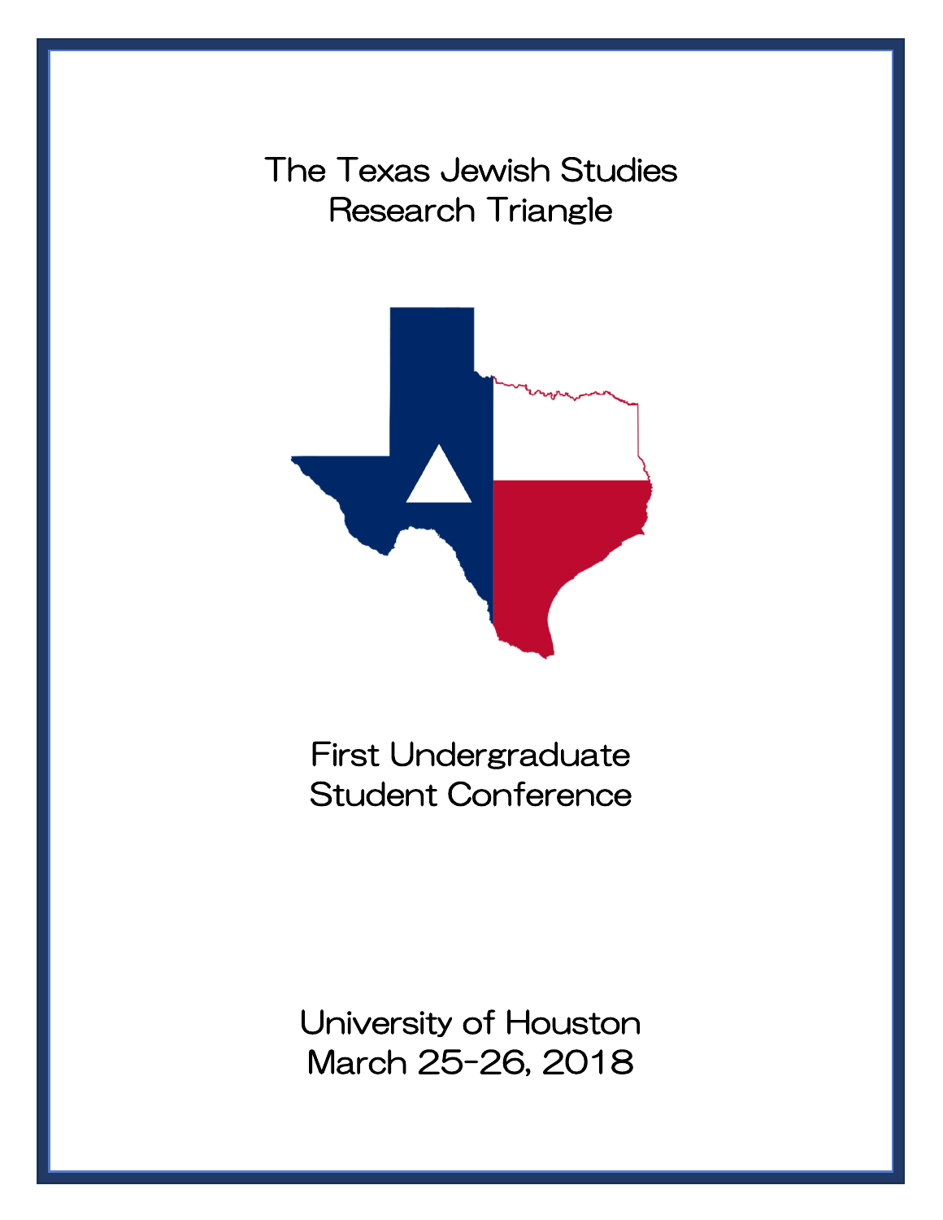# The Texas Jewish Studies Research Triangle

## First Undergraduate Student Conference

University of Houston
March 25-26, 2018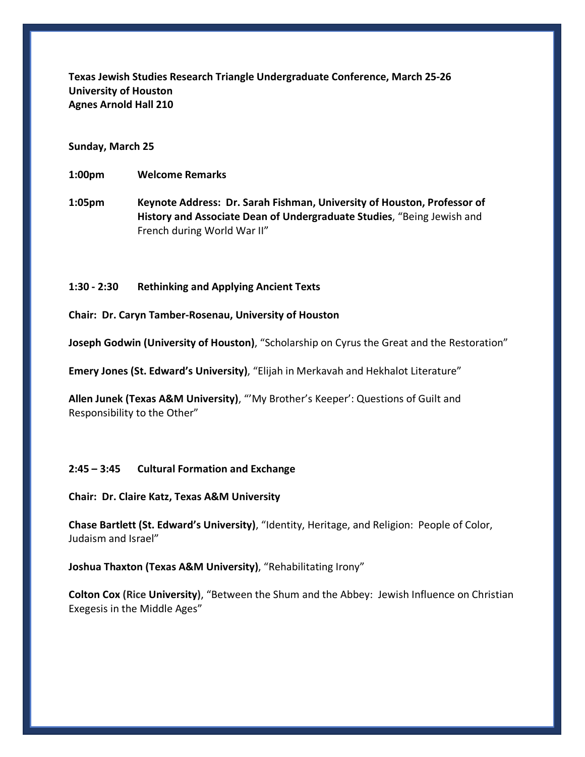**Texas Jewish Studies Research Triangle Undergraduate Conference, March 25-26**
**University of Houston**
**Agnes Arnold Hall 210**

**Sunday, March 25**

**1:00pm** **Welcome Remarks**

**1:05pm** **Keynote Address: Dr. Sarah Fishman, University of Houston, Professor of History and Associate Dean of Undergraduate Studies**, "Being Jewish and French during World War II"

**1:30 - 2:30** **Rethinking and Applying Ancient Texts**

**Chair: Dr. Caryn Tamber-Rosenau, University of Houston**

**Joseph Godwin (University of Houston)**, "Scholarship on Cyrus the Great and the Restoration"

**Emery Jones (St. Edward's University)**, "Elijah in Merkavah and Hekhalot Literature"

**Allen Junek (Texas A&M University)**, "'My Brother's Keeper': Questions of Guilt and Responsibility to the Other"

**2:45 – 3:45** **Cultural Formation and Exchange**

**Chair: Dr. Claire Katz, Texas A&M University**

**Chase Bartlett (St. Edward's University)**, "Identity, Heritage, and Religion: People of Color, Judaism and Israel"

**Joshua Thaxton (Texas A&M University)**, "Rehabilitating Irony"

**Colton Cox (Rice University)**, "Between the Shum and the Abbey: Jewish Influence on Christian Exegesis in the Middle Ages"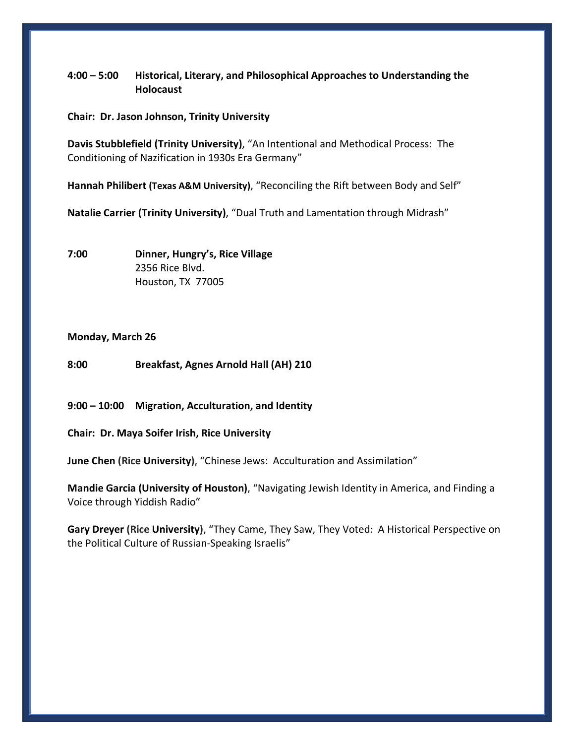**4:00 – 5:00 Historical, Literary, and Philosophical Approaches to Understanding the Holocaust**

**Chair: Dr. Jason Johnson, Trinity University**

**Davis Stubblefield (Trinity University)**, "An Intentional and Methodical Process: The Conditioning of Nazification in 1930s Era Germany"

**Hannah Philibert (Texas A&M University)**, "Reconciling the Rift between Body and Self"

**Natalie Carrier (Trinity University)**, "Dual Truth and Lamentation through Midrash"

**7:00 Dinner, Hungry's, Rice Village**
2356 Rice Blvd.
Houston, TX 77005

**Monday, March 26**

**8:00 Breakfast, Agnes Arnold Hall (AH) 210**

**9:00 – 10:00 Migration, Acculturation, and Identity**

**Chair: Dr. Maya Soifer Irish, Rice University**

**June Chen (Rice University)**, "Chinese Jews: Acculturation and Assimilation"

**Mandie Garcia (University of Houston)**, "Navigating Jewish Identity in America, and Finding a Voice through Yiddish Radio"

**Gary Dreyer (Rice University)**, "They Came, They Saw, They Voted: A Historical Perspective on the Political Culture of Russian-Speaking Israelis"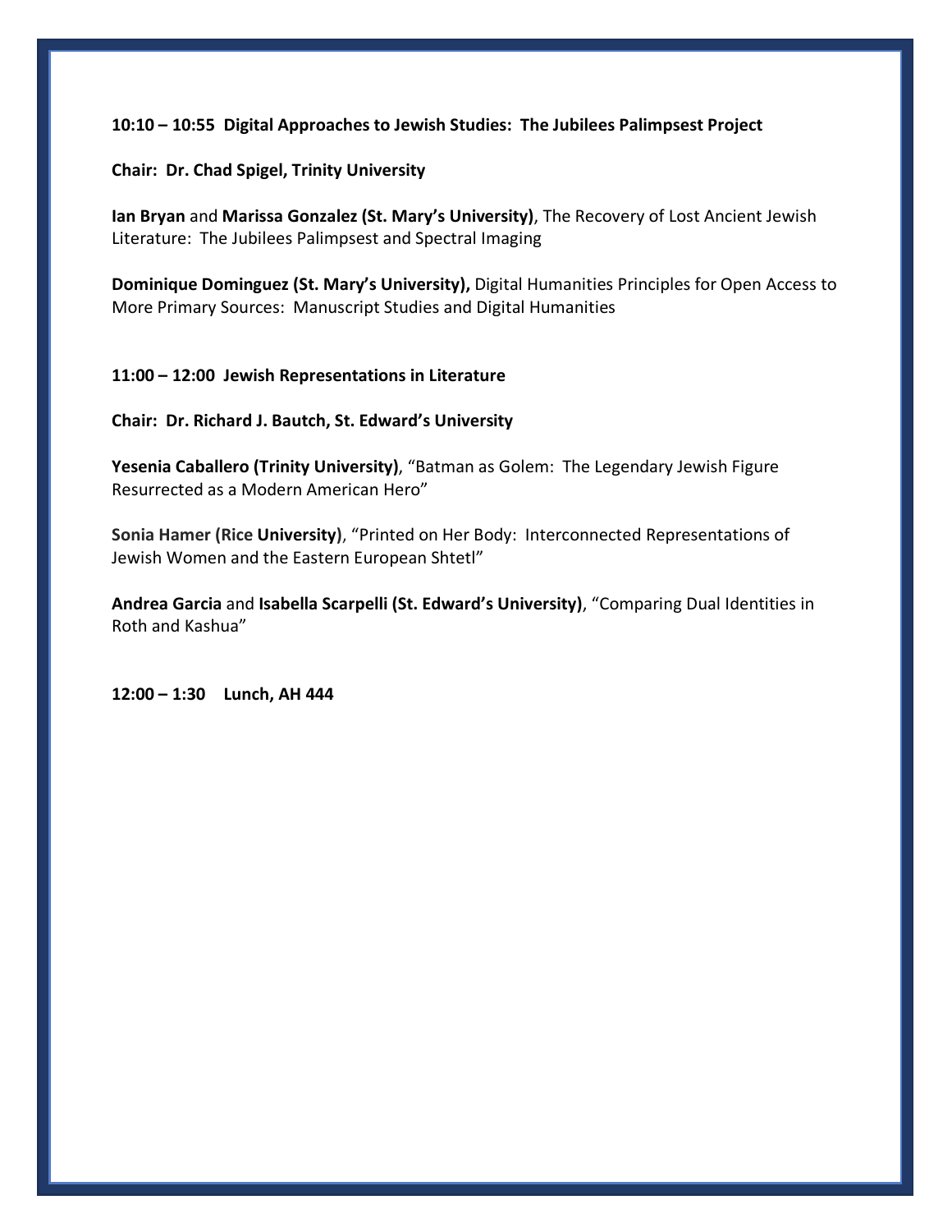**10:10 – 10:55 Digital Approaches to Jewish Studies: The Jubilees Palimpsest Project**

**Chair: Dr. Chad Spigel, Trinity University**

**Ian Bryan** and **Marissa Gonzalez (St. Mary's University)**, The Recovery of Lost Ancient Jewish Literature: The Jubilees Palimpsest and Spectral Imaging

**Dominique Dominguez (St. Mary's University),** Digital Humanities Principles for Open Access to More Primary Sources: Manuscript Studies and Digital Humanities

**11:00 – 12:00 Jewish Representations in Literature**

**Chair: Dr. Richard J. Bautch, St. Edward's University**

**Yesenia Caballero (Trinity University)**, "Batman as Golem: The Legendary Jewish Figure Resurrected as a Modern American Hero"

**Sonia Hamer (Rice University)**, "Printed on Her Body: Interconnected Representations of Jewish Women and the Eastern European Shtetl"

**Andrea Garcia** and **Isabella Scarpelli (St. Edward's University)**, "Comparing Dual Identities in Roth and Kashua"

**12:00 – 1:30 Lunch, AH 444**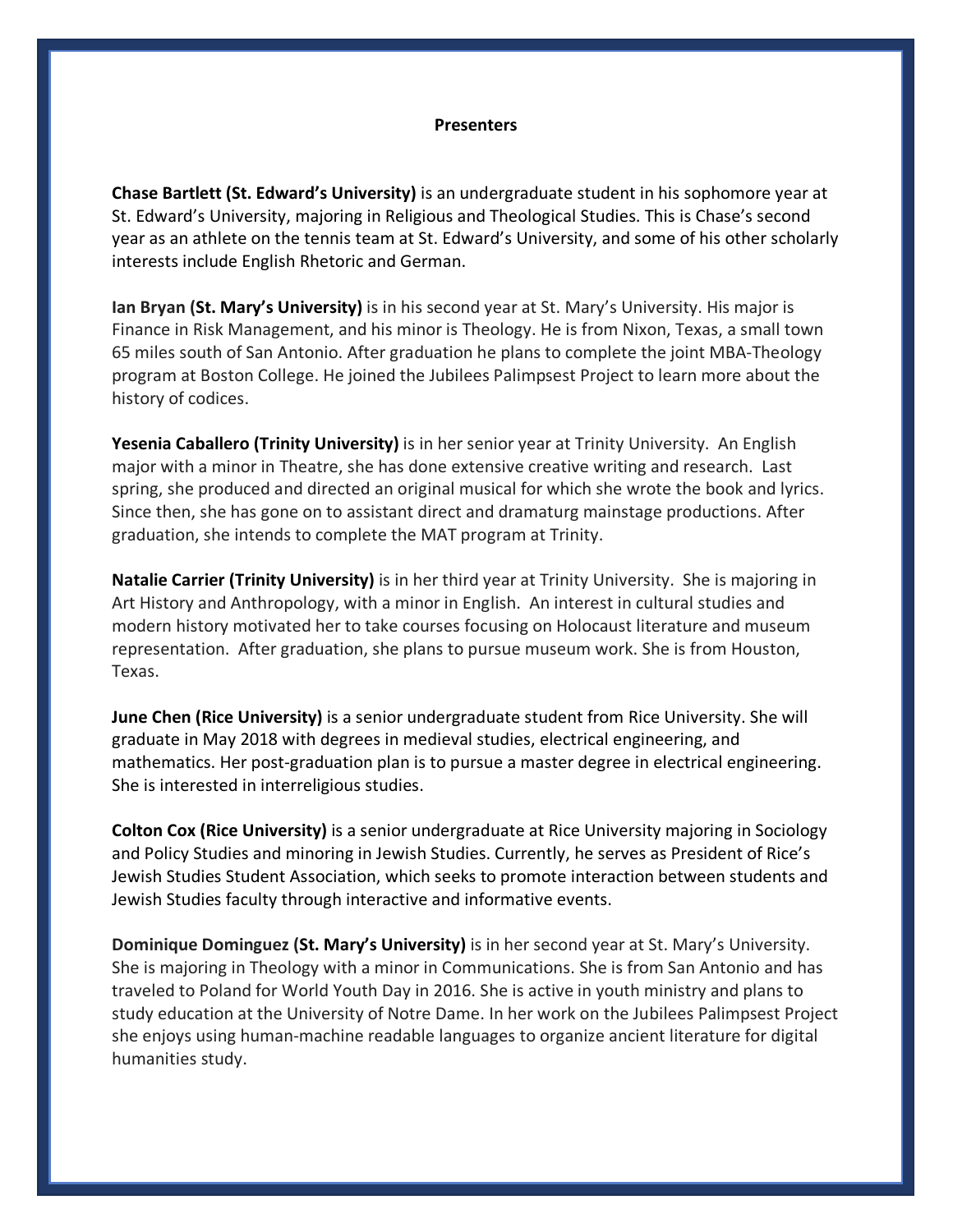## Presenters

**Chase Bartlett (St. Edward's University)** is an undergraduate student in his sophomore year at St. Edward's University, majoring in Religious and Theological Studies. This is Chase's second year as an athlete on the tennis team at St. Edward's University, and some of his other scholarly interests include English Rhetoric and German.

**Ian Bryan (St. Mary's University)** is in his second year at St. Mary's University. His major is Finance in Risk Management, and his minor is Theology. He is from Nixon, Texas, a small town 65 miles south of San Antonio. After graduation he plans to complete the joint MBA-Theology program at Boston College. He joined the Jubilees Palimpsest Project to learn more about the history of codices.

**Yesenia Caballero (Trinity University)** is in her senior year at Trinity University. An English major with a minor in Theatre, she has done extensive creative writing and research. Last spring, she produced and directed an original musical for which she wrote the book and lyrics. Since then, she has gone on to assistant direct and dramaturg mainstage productions. After graduation, she intends to complete the MAT program at Trinity.

**Natalie Carrier (Trinity University)** is in her third year at Trinity University. She is majoring in Art History and Anthropology, with a minor in English. An interest in cultural studies and modern history motivated her to take courses focusing on Holocaust literature and museum representation. After graduation, she plans to pursue museum work. She is from Houston, Texas.

**June Chen (Rice University)** is a senior undergraduate student from Rice University. She will graduate in May 2018 with degrees in medieval studies, electrical engineering, and mathematics. Her post-graduation plan is to pursue a master degree in electrical engineering. She is interested in interreligious studies.

**Colton Cox (Rice University)** is a senior undergraduate at Rice University majoring in Sociology and Policy Studies and minoring in Jewish Studies. Currently, he serves as President of Rice's Jewish Studies Student Association, which seeks to promote interaction between students and Jewish Studies faculty through interactive and informative events.

**Dominique Dominguez (St. Mary's University)** is in her second year at St. Mary's University. She is majoring in Theology with a minor in Communications. She is from San Antonio and has traveled to Poland for World Youth Day in 2016. She is active in youth ministry and plans to study education at the University of Notre Dame. In her work on the Jubilees Palimpsest Project she enjoys using human-machine readable languages to organize ancient literature for digital humanities study.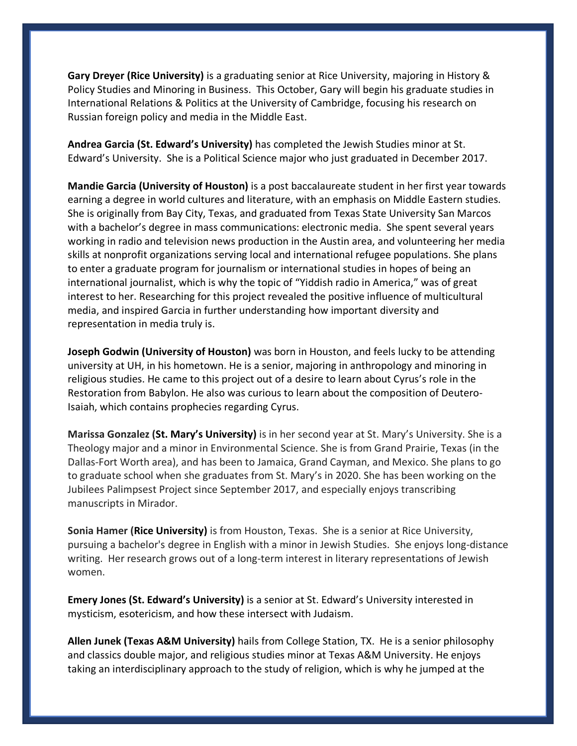**Gary Dreyer (Rice University)** is a graduating senior at Rice University, majoring in History & Policy Studies and Minoring in Business. This October, Gary will begin his graduate studies in International Relations & Politics at the University of Cambridge, focusing his research on Russian foreign policy and media in the Middle East.

**Andrea Garcia (St. Edward's University)** has completed the Jewish Studies minor at St. Edward's University. She is a Political Science major who just graduated in December 2017.

**Mandie Garcia (University of Houston)** is a post baccalaureate student in her first year towards earning a degree in world cultures and literature, with an emphasis on Middle Eastern studies. She is originally from Bay City, Texas, and graduated from Texas State University San Marcos with a bachelor's degree in mass communications: electronic media. She spent several years working in radio and television news production in the Austin area, and volunteering her media skills at nonprofit organizations serving local and international refugee populations. She plans to enter a graduate program for journalism or international studies in hopes of being an international journalist, which is why the topic of "Yiddish radio in America," was of great interest to her. Researching for this project revealed the positive influence of multicultural media, and inspired Garcia in further understanding how important diversity and representation in media truly is.

**Joseph Godwin (University of Houston)** was born in Houston, and feels lucky to be attending university at UH, in his hometown. He is a senior, majoring in anthropology and minoring in religious studies. He came to this project out of a desire to learn about Cyrus's role in the Restoration from Babylon. He also was curious to learn about the composition of Deutero-Isaiah, which contains prophecies regarding Cyrus.

**Marissa Gonzalez (St. Mary's University)** is in her second year at St. Mary's University. She is a Theology major and a minor in Environmental Science. She is from Grand Prairie, Texas (in the Dallas-Fort Worth area), and has been to Jamaica, Grand Cayman, and Mexico. She plans to go to graduate school when she graduates from St. Mary's in 2020. She has been working on the Jubilees Palimpsest Project since September 2017, and especially enjoys transcribing manuscripts in Mirador.

**Sonia Hamer (Rice University)** is from Houston, Texas. She is a senior at Rice University, pursuing a bachelor's degree in English with a minor in Jewish Studies. She enjoys long-distance writing. Her research grows out of a long-term interest in literary representations of Jewish women.

**Emery Jones (St. Edward's University)** is a senior at St. Edward's University interested in mysticism, esotericism, and how these intersect with Judaism.

**Allen Junek (Texas A&M University)** hails from College Station, TX. He is a senior philosophy and classics double major, and religious studies minor at Texas A&M University. He enjoys taking an interdisciplinary approach to the study of religion, which is why he jumped at the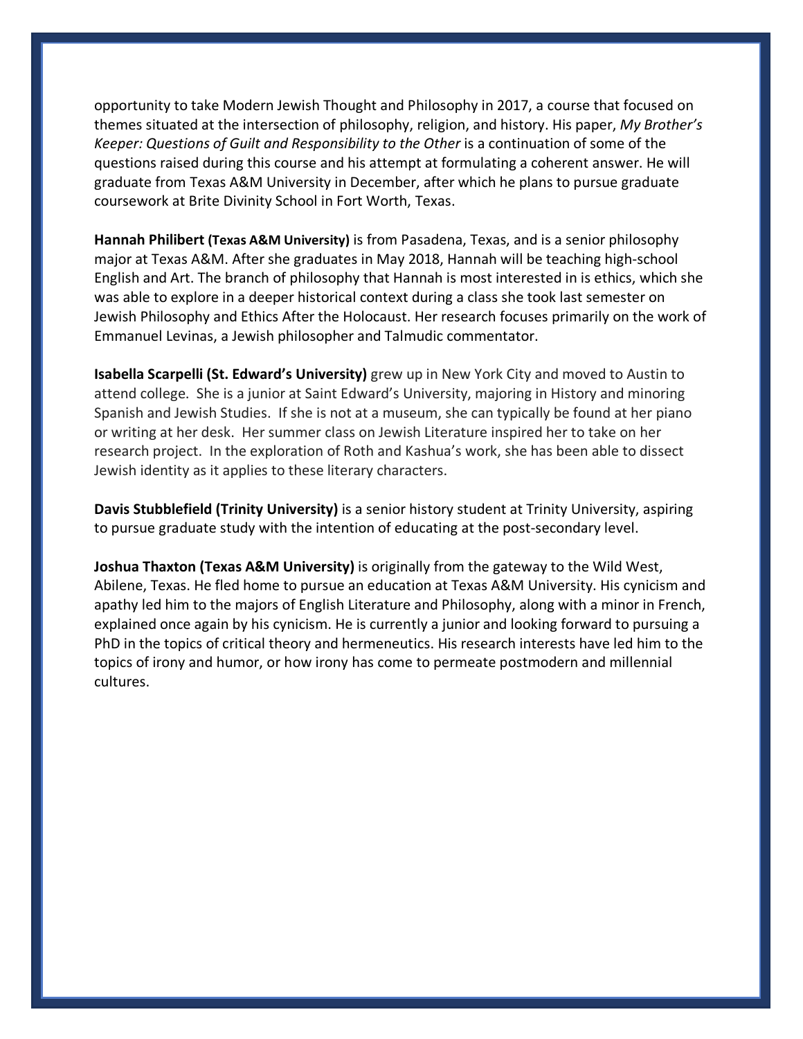opportunity to take Modern Jewish Thought and Philosophy in 2017, a course that focused on themes situated at the intersection of philosophy, religion, and history. His paper, *My Brother's Keeper: Questions of Guilt and Responsibility to the Other* is a continuation of some of the questions raised during this course and his attempt at formulating a coherent answer. He will graduate from Texas A&M University in December, after which he plans to pursue graduate coursework at Brite Divinity School in Fort Worth, Texas.

**Hannah Philibert (Texas A&M University)** is from Pasadena, Texas, and is a senior philosophy major at Texas A&M. After she graduates in May 2018, Hannah will be teaching high-school English and Art. The branch of philosophy that Hannah is most interested in is ethics, which she was able to explore in a deeper historical context during a class she took last semester on Jewish Philosophy and Ethics After the Holocaust. Her research focuses primarily on the work of Emmanuel Levinas, a Jewish philosopher and Talmudic commentator.

**Isabella Scarpelli (St. Edward's University)** grew up in New York City and moved to Austin to attend college. She is a junior at Saint Edward's University, majoring in History and minoring Spanish and Jewish Studies. If she is not at a museum, she can typically be found at her piano or writing at her desk. Her summer class on Jewish Literature inspired her to take on her research project. In the exploration of Roth and Kashua's work, she has been able to dissect Jewish identity as it applies to these literary characters.

**Davis Stubblefield (Trinity University)** is a senior history student at Trinity University, aspiring to pursue graduate study with the intention of educating at the post-secondary level.

**Joshua Thaxton (Texas A&M University)** is originally from the gateway to the Wild West, Abilene, Texas. He fled home to pursue an education at Texas A&M University. His cynicism and apathy led him to the majors of English Literature and Philosophy, along with a minor in French, explained once again by his cynicism. He is currently a junior and looking forward to pursuing a PhD in the topics of critical theory and hermeneutics. His research interests have led him to the topics of irony and humor, or how irony has come to permeate postmodern and millennial cultures.